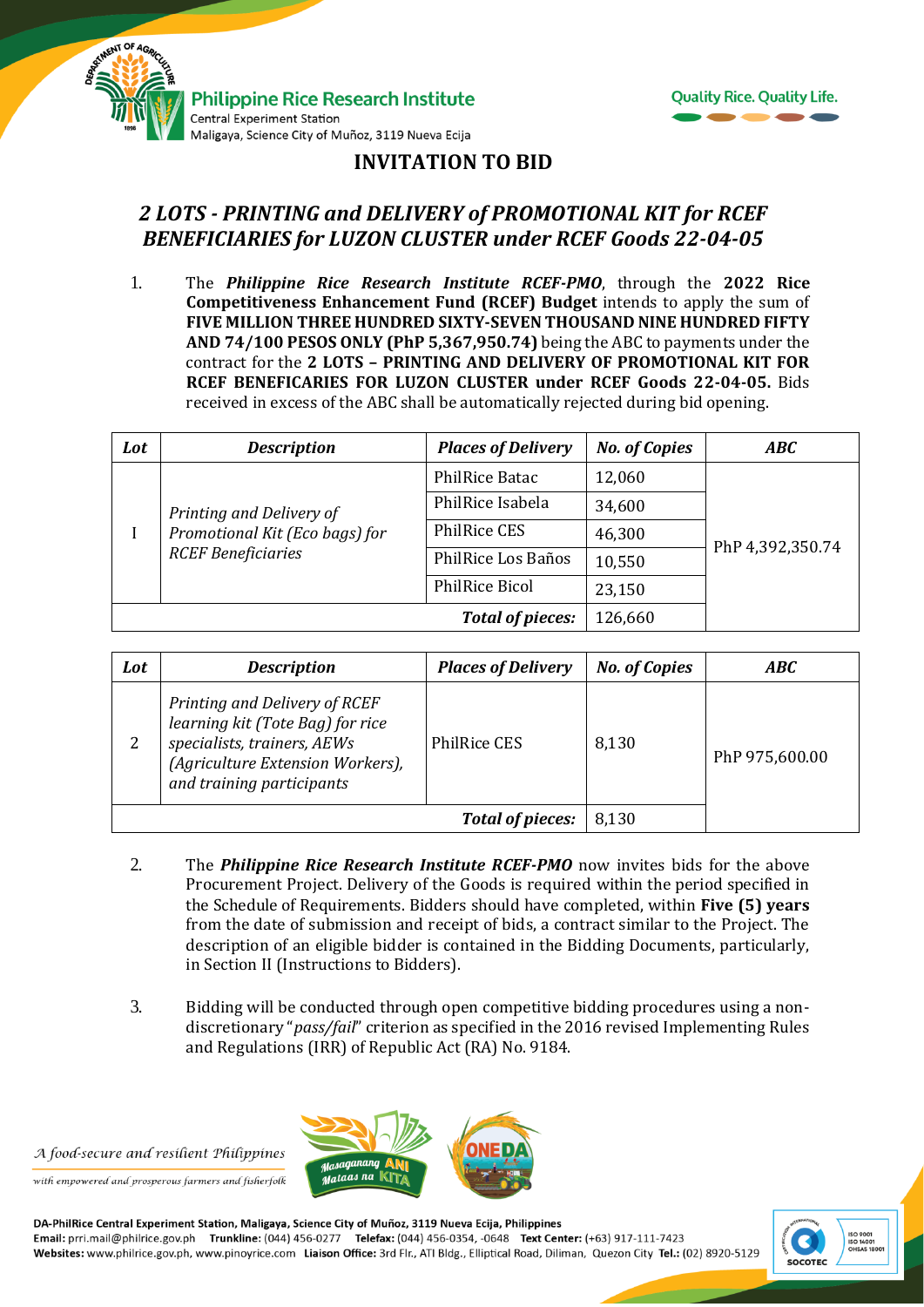## INVITATION TO BID

### *2 LOTS - PRINTING and DELIVERY of PROMOTIONAL KIT for RCEF BENEFICIARIES for LUZON CLUSTER under RCEF Goods 22-04-05*

1. The ***Philippine Rice Research Institute RCEF-PMO***, through the **2022 Rice Competitiveness Enhancement Fund (RCEF) Budget** intends to apply the sum of **FIVE MILLION THREE HUNDRED SIXTY-SEVEN THOUSAND NINE HUNDRED FIFTY AND 74/100 PESOS ONLY (PhP 5,367,950.74)** being the ABC to payments under the contract for the **2 LOTS – PRINTING AND DELIVERY OF PROMOTIONAL KIT FOR RCEF BENEFICARIES FOR LUZON CLUSTER under RCEF Goods 22-04-05.** Bids received in excess of the ABC shall be automatically rejected during bid opening.

| *Lot* | *Description* | *Places of Delivery* | *No. of Copies* | *ABC* |
|---|---|---|---|---|
| I | *Printing and Delivery of Promotional Kit (Eco bags) for RCEF Beneficiaries* | PhilRice Batac | 12,060 | PhP 4,392,350.74 |
| | | PhilRice Isabela | 34,600 | |
| | | PhilRice CES | 46,300 | |
| | | PhilRice Los Baños | 10,550 | |
| | | PhilRice Bicol | 23,150 | |
| | | ***Total of pieces:*** | 126,660 | |

| *Lot* | *Description* | *Places of Delivery* | *No. of Copies* | *ABC* |
|---|---|---|---|---|
| 2 | *Printing and Delivery of RCEF learning kit (Tote Bag) for rice specialists, trainers, AEWs (Agriculture Extension Workers), and training participants* | PhilRice CES | 8,130 | PhP 975,600.00 |
| | | ***Total of pieces:*** | 8,130 | |

2. The ***Philippine Rice Research Institute RCEF-PMO*** now invites bids for the above Procurement Project. Delivery of the Goods is required within the period specified in the Schedule of Requirements. Bidders should have completed, within **Five (5) years** from the date of submission and receipt of bids, a contract similar to the Project. The description of an eligible bidder is contained in the Bidding Documents, particularly, in Section II (Instructions to Bidders).

3. Bidding will be conducted through open competitive bidding procedures using a non-discretionary "*pass/fail*" criterion as specified in the 2016 revised Implementing Rules and Regulations (IRR) of Republic Act (RA) No. 9184.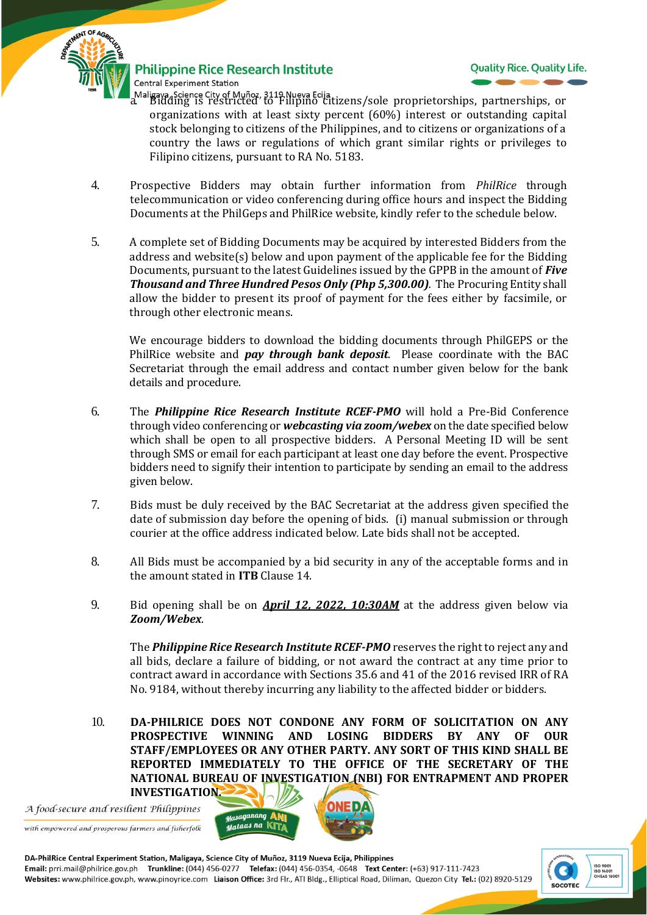a. Bidding is restricted to Filipino citizens/sole proprietorships, partnerships, or organizations with at least sixty percent (60%) interest or outstanding capital stock belonging to citizens of the Philippines, and to citizens or organizations of a country the laws or regulations of which grant similar rights or privileges to Filipino citizens, pursuant to RA No. 5183.

4. Prospective Bidders may obtain further information from *PhilRice* through telecommunication or video conferencing during office hours and inspect the Bidding Documents at the PhilGeps and PhilRice website, kindly refer to the schedule below.

5. A complete set of Bidding Documents may be acquired by interested Bidders from the address and website(s) below and upon payment of the applicable fee for the Bidding Documents, pursuant to the latest Guidelines issued by the GPPB in the amount of ***Five Thousand and Three Hundred Pesos Only (Php 5,300.00)***. The Procuring Entity shall allow the bidder to present its proof of payment for the fees either by facsimile, or through other electronic means.

   We encourage bidders to download the bidding documents through PhilGEPS or the PhilRice website and ***pay through bank deposit***. Please coordinate with the BAC Secretariat through the email address and contact number given below for the bank details and procedure.

6. The ***Philippine Rice Research Institute RCEF-PMO*** will hold a Pre-Bid Conference through video conferencing or ***webcasting via zoom/webex*** on the date specified below which shall be open to all prospective bidders. A Personal Meeting ID will be sent through SMS or email for each participant at least one day before the event. Prospective bidders need to signify their intention to participate by sending an email to the address given below.

7. Bids must be duly received by the BAC Secretariat at the address given specified the date of submission day before the opening of bids. (i) manual submission or through courier at the office address indicated below. Late bids shall not be accepted.

8. All Bids must be accompanied by a bid security in any of the acceptable forms and in the amount stated in **ITB** Clause 14.

9. Bid opening shall be on ***April 12, 2022, 10:30AM*** at the address given below via ***Zoom/Webex***.

   The ***Philippine Rice Research Institute RCEF-PMO*** reserves the right to reject any and all bids, declare a failure of bidding, or not award the contract at any time prior to contract award in accordance with Sections 35.6 and 41 of the 2016 revised IRR of RA No. 9184, without thereby incurring any liability to the affected bidder or bidders.

10. **DA-PHILRICE DOES NOT CONDONE ANY FORM OF SOLICITATION ON ANY PROSPECTIVE WINNING AND LOSING BIDDERS BY ANY OF OUR STAFF/EMPLOYEES OR ANY OTHER PARTY. ANY SORT OF THIS KIND SHALL BE REPORTED IMMEDIATELY TO THE OFFICE OF THE SECRETARY OF THE NATIONAL BUREAU OF INVESTIGATION (NBI) FOR ENTRAPMENT AND PROPER INVESTIGATION.**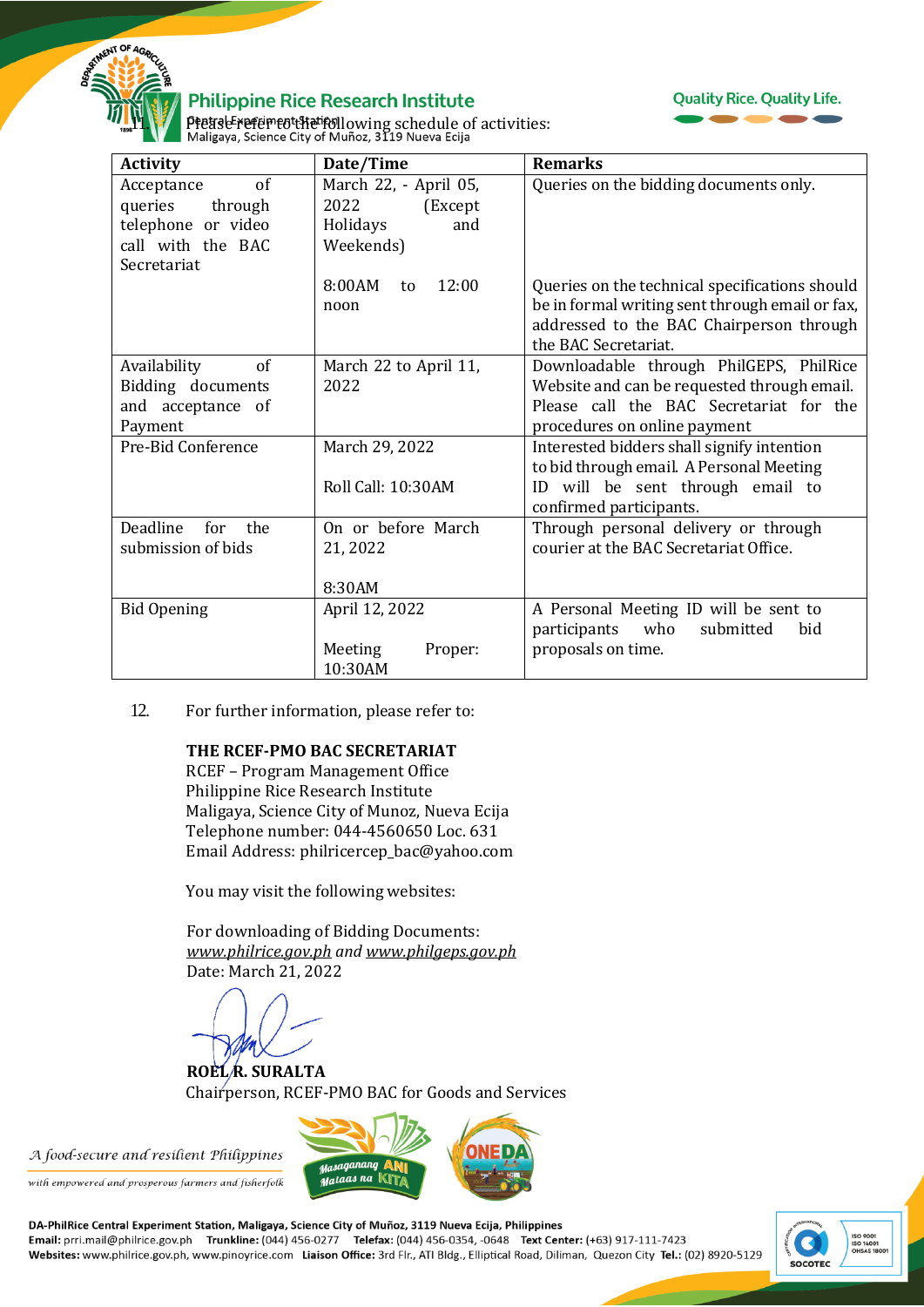11. Please refer to the following schedule of activities:

| Activity | Date/Time | Remarks |
|---|---|---|
| Acceptance of queries through telephone or video call with the BAC Secretariat | March 22, - April 05, 2022 (Except Holidays and Weekends)<br><br>8:00AM to 12:00 noon | Queries on the bidding documents only.<br><br>Queries on the technical specifications should be in formal writing sent through email or fax, addressed to the BAC Chairperson through the BAC Secretariat. |
| Availability of Bidding documents and acceptance of Payment | March 22 to April 11, 2022 | Downloadable through PhilGEPS, PhilRice Website and can be requested through email. Please call the BAC Secretariat for the procedures on online payment |
| Pre-Bid Conference | March 29, 2022<br><br>Roll Call: 10:30AM | Interested bidders shall signify intention to bid through email. A Personal Meeting ID will be sent through email to confirmed participants. |
| Deadline for the submission of bids | On or before March 21, 2022<br><br>8:30AM | Through personal delivery or through courier at the BAC Secretariat Office. |
| Bid Opening | April 12, 2022<br><br>Meeting Proper: 10:30AM | A Personal Meeting ID will be sent to participants who submitted bid proposals on time. |

12. For further information, please refer to:

**THE RCEF-PMO BAC SECRETARIAT**
RCEF – Program Management Office
Philippine Rice Research Institute
Maligaya, Science City of Munoz, Nueva Ecija
Telephone number: 044-4560650 Loc. 631
Email Address: philricercep_bac@yahoo.com

You may visit the following websites:

For downloading of Bidding Documents:
*www.philrice.gov.ph and www.philgeps.gov.ph*
Date: March 21, 2022

**ROEL R. SURALTA**
Chairperson, RCEF-PMO BAC for Goods and Services